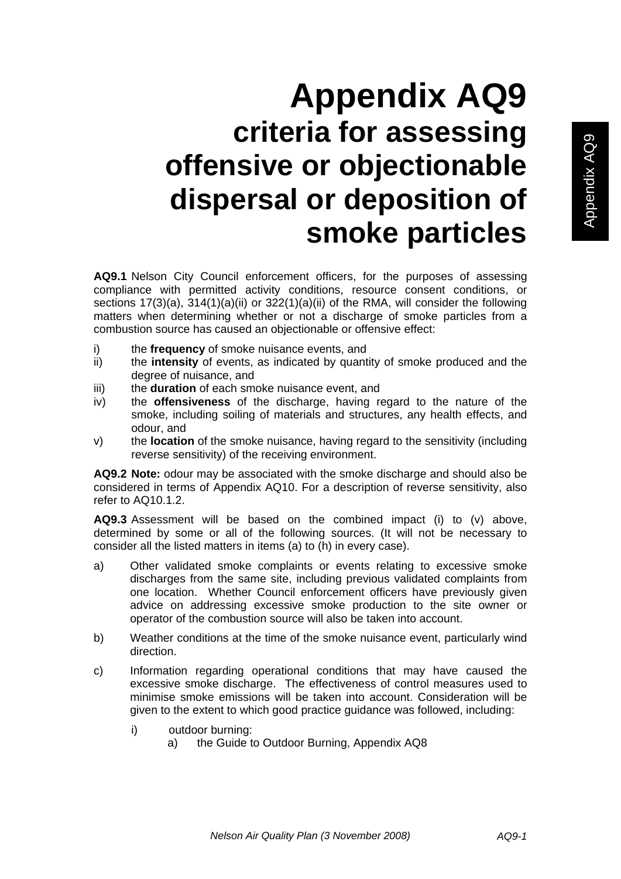# Appendix AQ9
## criteria for assessing offensive or objectionable dispersal or deposition of smoke particles

**AQ9.1** Nelson City Council enforcement officers, for the purposes of assessing compliance with permitted activity conditions, resource consent conditions, or sections 17(3)(a), 314(1)(a)(ii) or 322(1)(a)(ii) of the RMA, will consider the following matters when determining whether or not a discharge of smoke particles from a combustion source has caused an objectionable or offensive effect:

i) the **frequency** of smoke nuisance events, and
ii) the **intensity** of events, as indicated by quantity of smoke produced and the degree of nuisance, and
iii) the **duration** of each smoke nuisance event, and
iv) the **offensiveness** of the discharge, having regard to the nature of the smoke, including soiling of materials and structures, any health effects, and odour, and
v) the **location** of the smoke nuisance, having regard to the sensitivity (including reverse sensitivity) of the receiving environment.

**AQ9.2 Note:** odour may be associated with the smoke discharge and should also be considered in terms of Appendix AQ10. For a description of reverse sensitivity, also refer to AQ10.1.2.

**AQ9.3** Assessment will be based on the combined impact (i) to (v) above, determined by some or all of the following sources. (It will not be necessary to consider all the listed matters in items (a) to (h) in every case).

a) Other validated smoke complaints or events relating to excessive smoke discharges from the same site, including previous validated complaints from one location. Whether Council enforcement officers have previously given advice on addressing excessive smoke production to the site owner or operator of the combustion source will also be taken into account.

b) Weather conditions at the time of the smoke nuisance event, particularly wind direction.

c) Information regarding operational conditions that may have caused the excessive smoke discharge. The effectiveness of control measures used to minimise smoke emissions will be taken into account. Consideration will be given to the extent to which good practice guidance was followed, including:

    i) outdoor burning:
        a) the Guide to Outdoor Burning, Appendix AQ8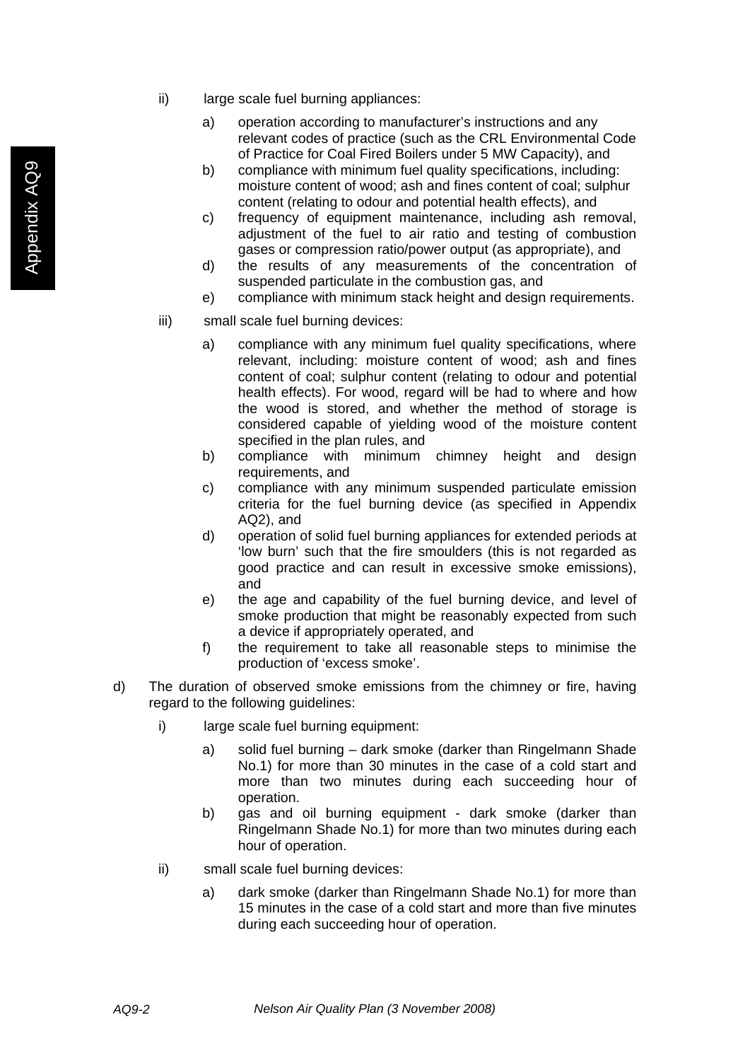ii) large scale fuel burning appliances:

   a) operation according to manufacturer's instructions and any relevant codes of practice (such as the CRL Environmental Code of Practice for Coal Fired Boilers under 5 MW Capacity), and
   b) compliance with minimum fuel quality specifications, including: moisture content of wood; ash and fines content of coal; sulphur content (relating to odour and potential health effects), and
   c) frequency of equipment maintenance, including ash removal, adjustment of the fuel to air ratio and testing of combustion gases or compression ratio/power output (as appropriate), and
   d) the results of any measurements of the concentration of suspended particulate in the combustion gas, and
   e) compliance with minimum stack height and design requirements.

iii) small scale fuel burning devices:

   a) compliance with any minimum fuel quality specifications, where relevant, including: moisture content of wood; ash and fines content of coal; sulphur content (relating to odour and potential health effects). For wood, regard will be had to where and how the wood is stored, and whether the method of storage is considered capable of yielding wood of the moisture content specified in the plan rules, and
   b) compliance with minimum chimney height and design requirements, and
   c) compliance with any minimum suspended particulate emission criteria for the fuel burning device (as specified in Appendix AQ2), and
   d) operation of solid fuel burning appliances for extended periods at 'low burn' such that the fire smoulders (this is not regarded as good practice and can result in excessive smoke emissions), and
   e) the age and capability of the fuel burning device, and level of smoke production that might be reasonably expected from such a device if appropriately operated, and
   f) the requirement to take all reasonable steps to minimise the production of 'excess smoke'.

d) The duration of observed smoke emissions from the chimney or fire, having regard to the following guidelines:

   i) large scale fuel burning equipment:

      a) solid fuel burning – dark smoke (darker than Ringelmann Shade No.1) for more than 30 minutes in the case of a cold start and more than two minutes during each succeeding hour of operation.
      b) gas and oil burning equipment - dark smoke (darker than Ringelmann Shade No.1) for more than two minutes during each hour of operation.

   ii) small scale fuel burning devices:

      a) dark smoke (darker than Ringelmann Shade No.1) for more than 15 minutes in the case of a cold start and more than five minutes during each succeeding hour of operation.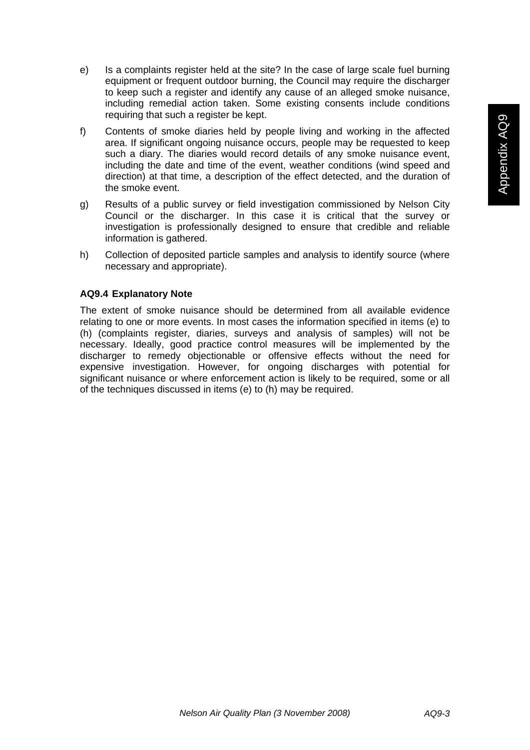e) Is a complaints register held at the site? In the case of large scale fuel burning equipment or frequent outdoor burning, the Council may require the discharger to keep such a register and identify any cause of an alleged smoke nuisance, including remedial action taken. Some existing consents include conditions requiring that such a register be kept.

f) Contents of smoke diaries held by people living and working in the affected area. If significant ongoing nuisance occurs, people may be requested to keep such a diary. The diaries would record details of any smoke nuisance event, including the date and time of the event, weather conditions (wind speed and direction) at that time, a description of the effect detected, and the duration of the smoke event.

g) Results of a public survey or field investigation commissioned by Nelson City Council or the discharger. In this case it is critical that the survey or investigation is professionally designed to ensure that credible and reliable information is gathered.

h) Collection of deposited particle samples and analysis to identify source (where necessary and appropriate).

### AQ9.4 Explanatory Note

The extent of smoke nuisance should be determined from all available evidence relating to one or more events. In most cases the information specified in items (e) to (h) (complaints register, diaries, surveys and analysis of samples) will not be necessary. Ideally, good practice control measures will be implemented by the discharger to remedy objectionable or offensive effects without the need for expensive investigation. However, for ongoing discharges with potential for significant nuisance or where enforcement action is likely to be required, some or all of the techniques discussed in items (e) to (h) may be required.